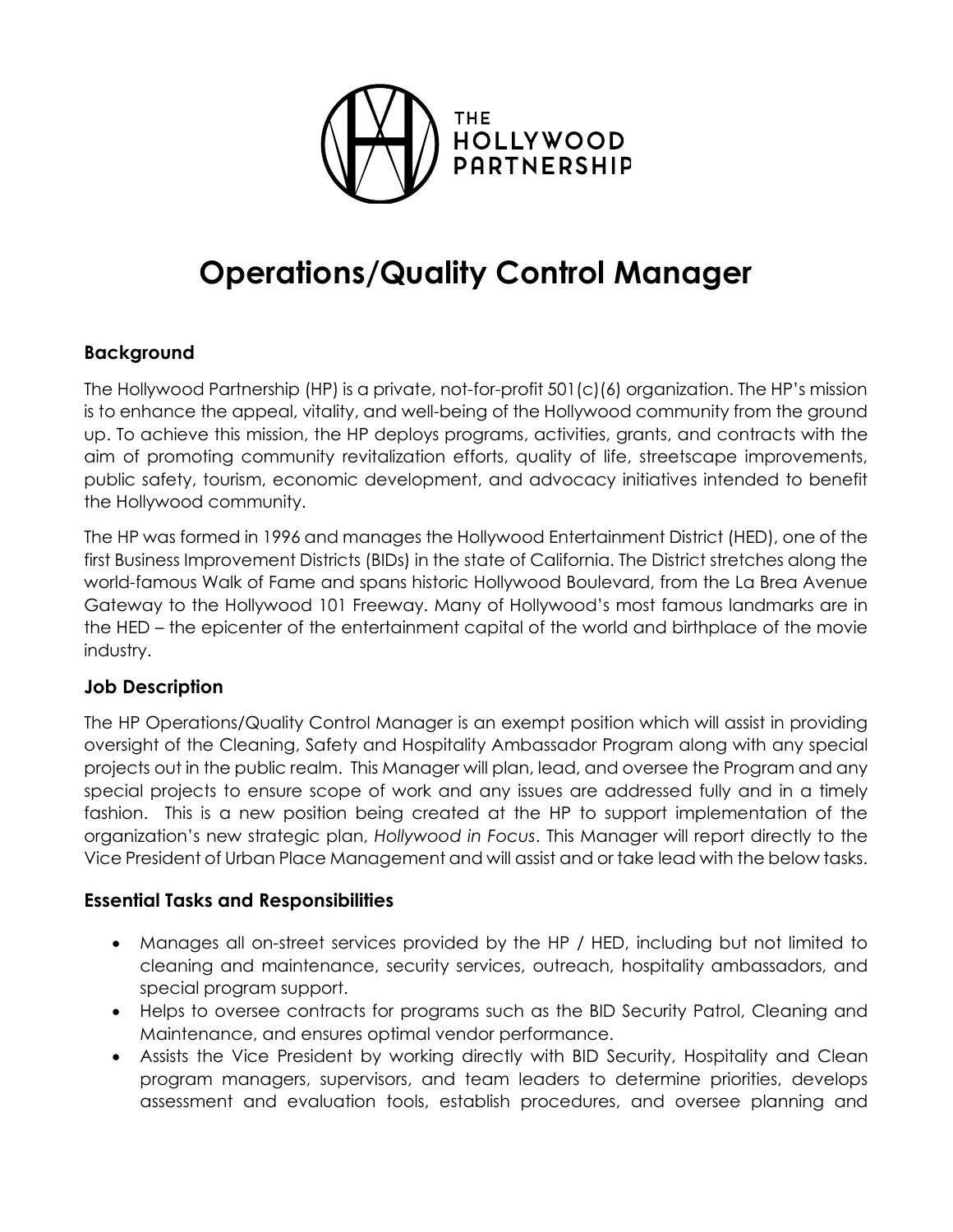THE HOLLYWOOD PARTNERSHIP

# Operations/Quality Control Manager

## Background

The Hollywood Partnership (HP) is a private, not-for-profit 501(c)(6) organization. The HP's mission is to enhance the appeal, vitality, and well-being of the Hollywood community from the ground up. To achieve this mission, the HP deploys programs, activities, grants, and contracts with the aim of promoting community revitalization efforts, quality of life, streetscape improvements, public safety, tourism, economic development, and advocacy initiatives intended to benefit the Hollywood community.

The HP was formed in 1996 and manages the Hollywood Entertainment District (HED), one of the first Business Improvement Districts (BIDs) in the state of California. The District stretches along the world-famous Walk of Fame and spans historic Hollywood Boulevard, from the La Brea Avenue Gateway to the Hollywood 101 Freeway. Many of Hollywood's most famous landmarks are in the HED – the epicenter of the entertainment capital of the world and birthplace of the movie industry.

## Job Description

The HP Operations/Quality Control Manager is an exempt position which will assist in providing oversight of the Cleaning, Safety and Hospitality Ambassador Program along with any special projects out in the public realm. This Manager will plan, lead, and oversee the Program and any special projects to ensure scope of work and any issues are addressed fully and in a timely fashion. This is a new position being created at the HP to support implementation of the organization's new strategic plan, *Hollywood in Focus*. This Manager will report directly to the Vice President of Urban Place Management and will assist and or take lead with the below tasks.

## Essential Tasks and Responsibilities

- Manages all on-street services provided by the HP / HED, including but not limited to cleaning and maintenance, security services, outreach, hospitality ambassadors, and special program support.
- Helps to oversee contracts for programs such as the BID Security Patrol, Cleaning and Maintenance, and ensures optimal vendor performance.
- Assists the Vice President by working directly with BID Security, Hospitality and Clean program managers, supervisors, and team leaders to determine priorities, develops assessment and evaluation tools, establish procedures, and oversee planning and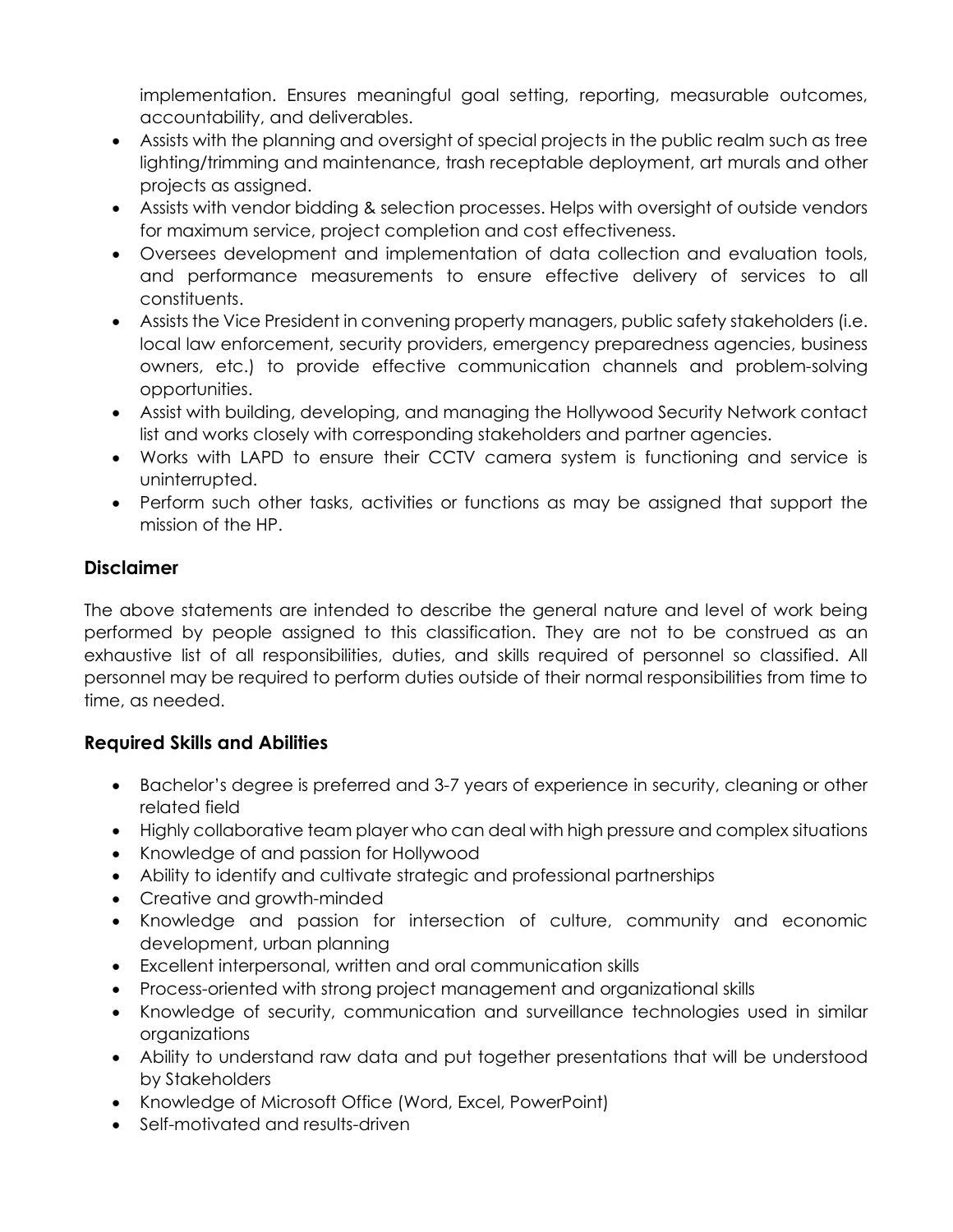implementation. Ensures meaningful goal setting, reporting, measurable outcomes, accountability, and deliverables.

- Assists with the planning and oversight of special projects in the public realm such as tree lighting/trimming and maintenance, trash receptable deployment, art murals and other projects as assigned.
- Assists with vendor bidding & selection processes. Helps with oversight of outside vendors for maximum service, project completion and cost effectiveness.
- Oversees development and implementation of data collection and evaluation tools, and performance measurements to ensure effective delivery of services to all constituents.
- Assists the Vice President in convening property managers, public safety stakeholders (i.e. local law enforcement, security providers, emergency preparedness agencies, business owners, etc.) to provide effective communication channels and problem-solving opportunities.
- Assist with building, developing, and managing the Hollywood Security Network contact list and works closely with corresponding stakeholders and partner agencies.
- Works with LAPD to ensure their CCTV camera system is functioning and service is uninterrupted.
- Perform such other tasks, activities or functions as may be assigned that support the mission of the HP.

## Disclaimer

The above statements are intended to describe the general nature and level of work being performed by people assigned to this classification. They are not to be construed as an exhaustive list of all responsibilities, duties, and skills required of personnel so classified. All personnel may be required to perform duties outside of their normal responsibilities from time to time, as needed.

## Required Skills and Abilities

- Bachelor's degree is preferred and 3-7 years of experience in security, cleaning or other related field
- Highly collaborative team player who can deal with high pressure and complex situations
- Knowledge of and passion for Hollywood
- Ability to identify and cultivate strategic and professional partnerships
- Creative and growth-minded
- Knowledge and passion for intersection of culture, community and economic development, urban planning
- Excellent interpersonal, written and oral communication skills
- Process-oriented with strong project management and organizational skills
- Knowledge of security, communication and surveillance technologies used in similar organizations
- Ability to understand raw data and put together presentations that will be understood by Stakeholders
- Knowledge of Microsoft Office (Word, Excel, PowerPoint)
- Self-motivated and results-driven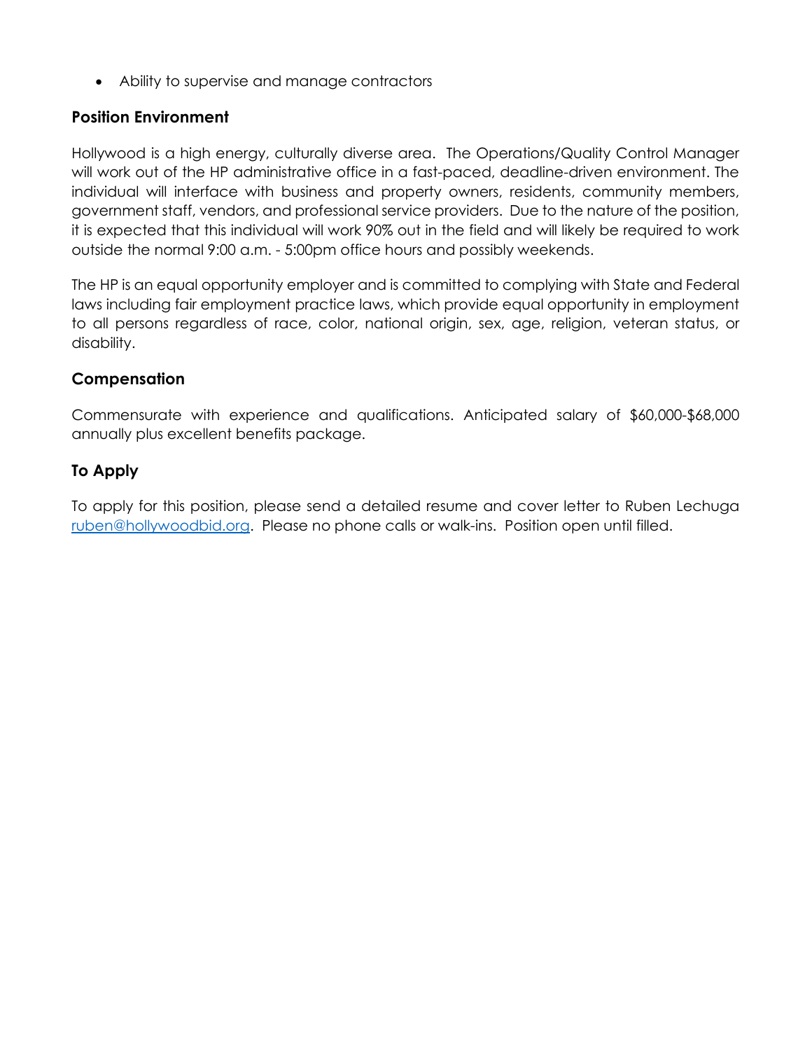- Ability to supervise and manage contractors

## Position Environment

Hollywood is a high energy, culturally diverse area. The Operations/Quality Control Manager will work out of the HP administrative office in a fast-paced, deadline-driven environment. The individual will interface with business and property owners, residents, community members, government staff, vendors, and professional service providers. Due to the nature of the position, it is expected that this individual will work 90% out in the field and will likely be required to work outside the normal 9:00 a.m. - 5:00pm office hours and possibly weekends.

The HP is an equal opportunity employer and is committed to complying with State and Federal laws including fair employment practice laws, which provide equal opportunity in employment to all persons regardless of race, color, national origin, sex, age, religion, veteran status, or disability.

## Compensation

Commensurate with experience and qualifications. Anticipated salary of $60,000-$68,000 annually plus excellent benefits package.

## To Apply

To apply for this position, please send a detailed resume and cover letter to Ruben Lechuga [ruben@hollywoodbid.org](mailto:ruben@hollywoodbid.org). Please no phone calls or walk-ins. Position open until filled.